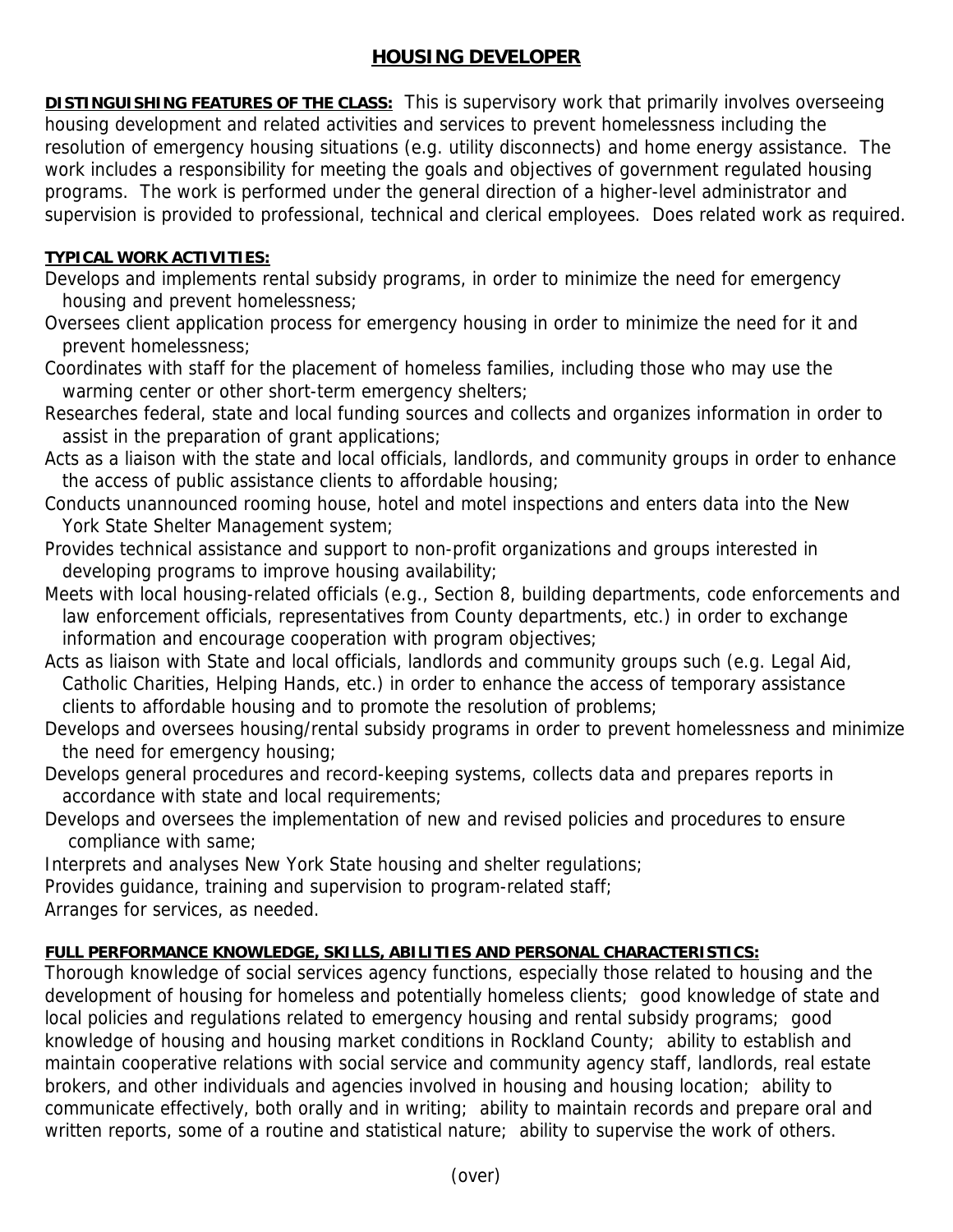# HOUSING DEVELOPER

**DISTINGUISHING FEATURES OF THE CLASS:** This is supervisory work that primarily involves overseeing housing development and related activities and services to prevent homelessness including the resolution of emergency housing situations (e.g. utility disconnects) and home energy assistance. The work includes a responsibility for meeting the goals and objectives of government regulated housing programs. The work is performed under the general direction of a higher-level administrator and supervision is provided to professional, technical and clerical employees. Does related work as required.

**TYPICAL WORK ACTIVITIES:**

Develops and implements rental subsidy programs, in order to minimize the need for emergency housing and prevent homelessness;

Oversees client application process for emergency housing in order to minimize the need for it and prevent homelessness;

Coordinates with staff for the placement of homeless families, including those who may use the warming center or other short-term emergency shelters;

Researches federal, state and local funding sources and collects and organizes information in order to assist in the preparation of grant applications;

Acts as a liaison with the state and local officials, landlords, and community groups in order to enhance the access of public assistance clients to affordable housing;

Conducts unannounced rooming house, hotel and motel inspections and enters data into the New York State Shelter Management system;

Provides technical assistance and support to non-profit organizations and groups interested in developing programs to improve housing availability;

Meets with local housing-related officials (e.g., Section 8, building departments, code enforcements and law enforcement officials, representatives from County departments, etc.) in order to exchange information and encourage cooperation with program objectives;

Acts as liaison with State and local officials, landlords and community groups such (e.g. Legal Aid, Catholic Charities, Helping Hands, etc.) in order to enhance the access of temporary assistance clients to affordable housing and to promote the resolution of problems;

Develops and oversees housing/rental subsidy programs in order to prevent homelessness and minimize the need for emergency housing;

Develops general procedures and record-keeping systems, collects data and prepares reports in accordance with state and local requirements;

Develops and oversees the implementation of new and revised policies and procedures to ensure compliance with same;

Interprets and analyses New York State housing and shelter regulations;

Provides guidance, training and supervision to program-related staff;

Arranges for services, as needed.

**FULL PERFORMANCE KNOWLEDGE, SKILLS, ABILITIES AND PERSONAL CHARACTERISTICS:**

Thorough knowledge of social services agency functions, especially those related to housing and the development of housing for homeless and potentially homeless clients; good knowledge of state and local policies and regulations related to emergency housing and rental subsidy programs; good knowledge of housing and housing market conditions in Rockland County; ability to establish and maintain cooperative relations with social service and community agency staff, landlords, real estate brokers, and other individuals and agencies involved in housing and housing location; ability to communicate effectively, both orally and in writing; ability to maintain records and prepare oral and written reports, some of a routine and statistical nature; ability to supervise the work of others.

(over)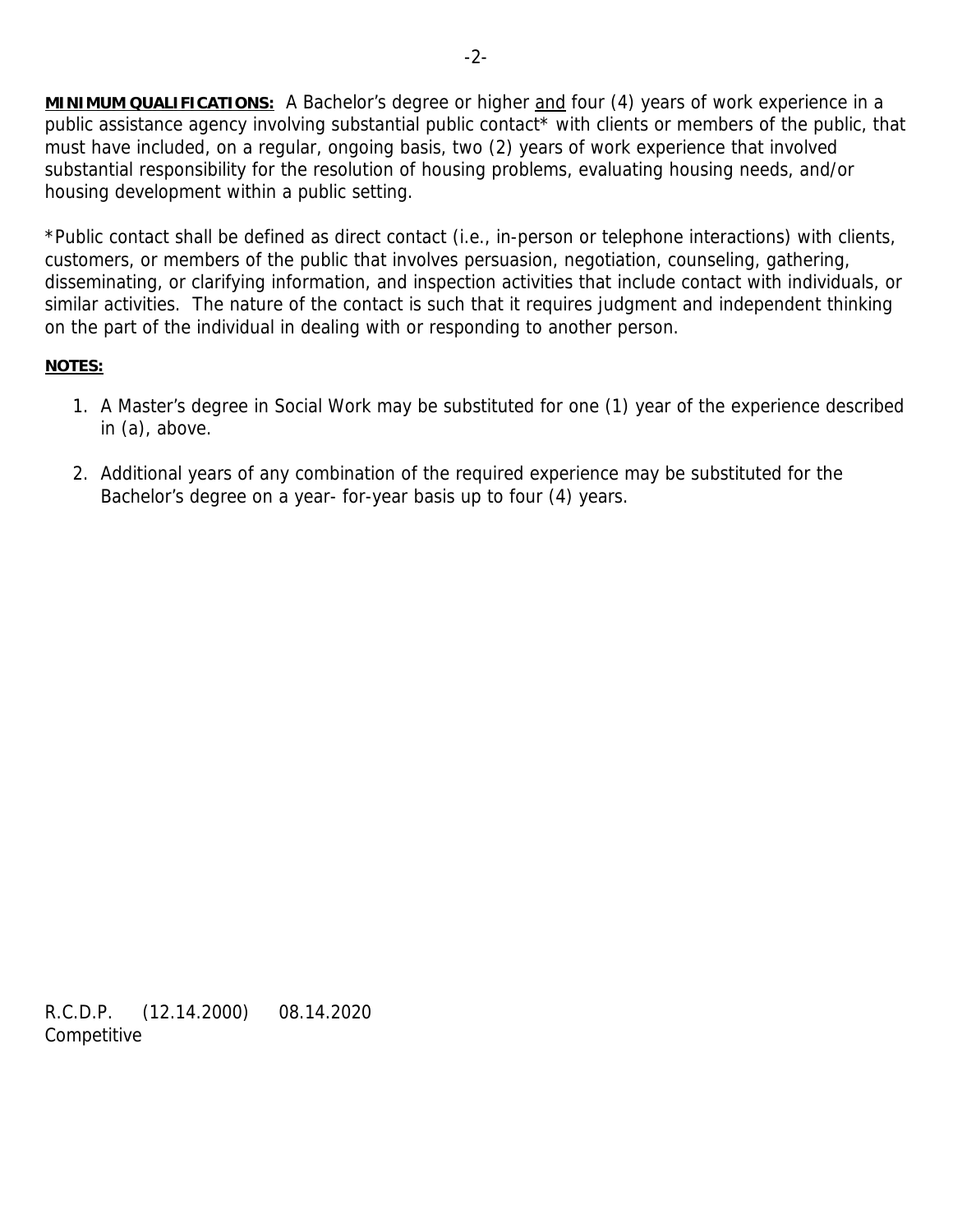**MINIMUM QUALIFICATIONS:** A Bachelor's degree or higher and four (4) years of work experience in a public assistance agency involving substantial public contact* with clients or members of the public, that must have included, on a regular, ongoing basis, two (2) years of work experience that involved substantial responsibility for the resolution of housing problems, evaluating housing needs, and/or housing development within a public setting.

*Public contact shall be defined as direct contact (i.e., in-person or telephone interactions) with clients, customers, or members of the public that involves persuasion, negotiation, counseling, gathering, disseminating, or clarifying information, and inspection activities that include contact with individuals, or similar activities. The nature of the contact is such that it requires judgment and independent thinking on the part of the individual in dealing with or responding to another person.

**NOTES:**

1. A Master's degree in Social Work may be substituted for one (1) year of the experience described in (a), above.

2. Additional years of any combination of the required experience may be substituted for the Bachelor's degree on a year- for-year basis up to four (4) years.

R.C.D.P. (12.14.2000) 08.14.2020
Competitive